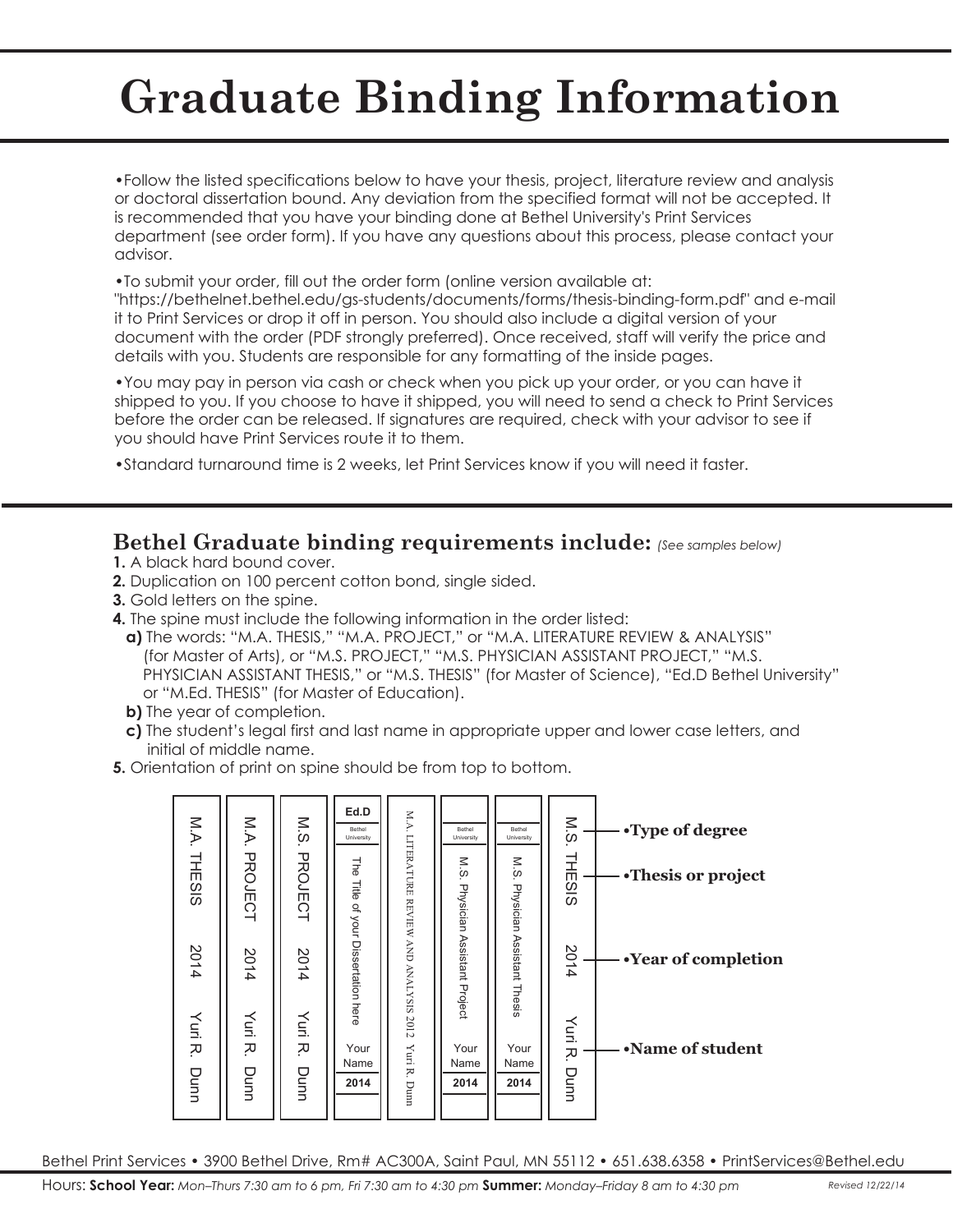# Graduate Binding Information

- Follow the listed specifications below to have your thesis, project, literature review and analysis or doctoral dissertation bound. Any deviation from the specified format will not be accepted. It is recommended that you have your binding done at Bethel University's Print Services department (see order form). If you have any questions about this process, please contact your advisor.
- To submit your order, fill out the order form (online version available at: "https://bethelnet.bethel.edu/gs-students/documents/forms/thesis-binding-form.pdf" and e-mail it to Print Services or drop it off in person. You should also include a digital version of your document with the order (PDF strongly preferred). Once received, staff will verify the price and details with you. Students are responsible for any formatting of the inside pages.
- You may pay in person via cash or check when you pick up your order, or you can have it shipped to you. If you choose to have it shipped, you will need to send a check to Print Services before the order can be released. If signatures are required, check with your advisor to see if you should have Print Services route it to them.
- Standard turnaround time is 2 weeks, let Print Services know if you will need it faster.

## Bethel Graduate binding requirements include: *(See samples below)*

**1.** A black hard bound cover.
**2.** Duplication on 100 percent cotton bond, single sided.
**3.** Gold letters on the spine.
**4.** The spine must include the following information in the order listed:
  **a)** The words: “M.A. THESIS,” “M.A. PROJECT,” or “M.A. LITERATURE REVIEW & ANALYSIS” (for Master of Arts), or “M.S. PROJECT,” “M.S. PHYSICIAN ASSISTANT PROJECT,” “M.S. PHYSICIAN ASSISTANT THESIS,” or “M.S. THESIS” (for Master of Science), “Ed.D Bethel University” or “M.Ed. THESIS” (for Master of Education).
  **b)** The year of completion.
  **c)** The student’s legal first and last name in appropriate upper and lower case letters, and initial of middle name.
**5.** Orientation of print on spine should be from top to bottom.

Sample spines:

- M.A. THESIS 2014 Yuri R. Dunn
- M.A. PROJECT 2014 Yuri R. Dunn
- M.S. PROJECT 2014 Yuri R. Dunn
- Ed.D Bethel University — The Title of your Dissertation here — Your Name 2014
- M.A. LITERATURE REVIEW AND ANALYSIS 2012 Yuri R. Dunn
- Bethel University — M.S. Physician Assistant Project — Your Name 2014
- Bethel University — M.S. Physician Assistant Thesis — Your Name 2014
- M.S. THESIS 2014 Yuri R. Dunn

- **Type of degree**
- **Thesis or project**
- **Year of completion**
- **Name of student**

Bethel Print Services • 3900 Bethel Drive, Rm# AC300A, Saint Paul, MN 55112 • 651.638.6358 • PrintServices@Bethel.edu

Hours: **School Year:** *Mon–Thurs 7:30 am to 6 pm, Fri 7:30 am to 4:30 pm* **Summer:** *Monday–Friday 8 am to 4:30 pm*

*Revised 12/22/14*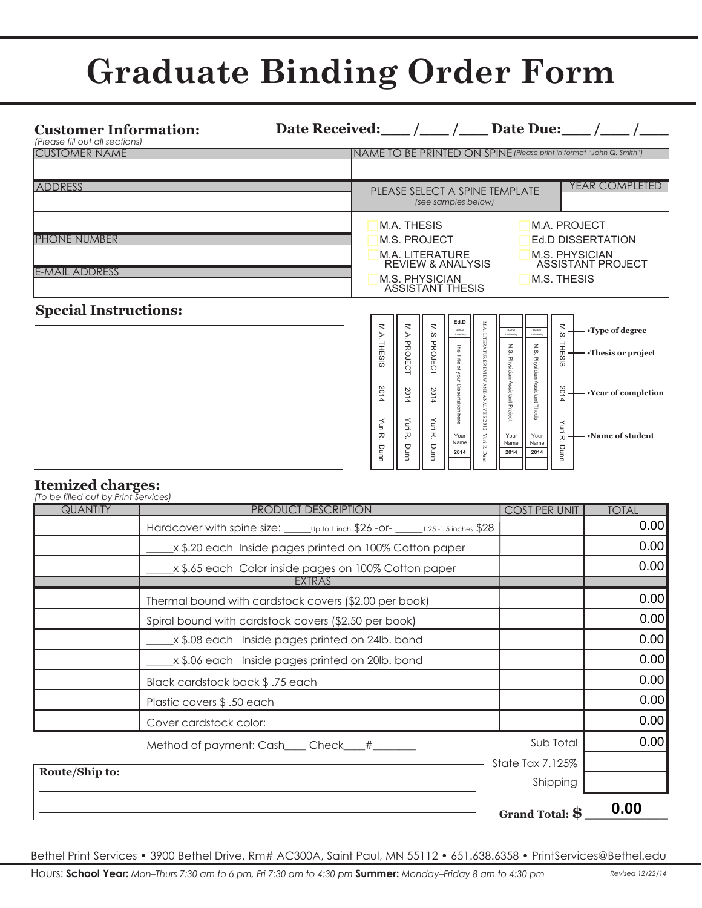# Graduate Binding Order Form

**Customer Information:** **Date Received:\_\_\_ /\_\_\_ /\_\_\_ Date Due:\_\_\_ /\_\_\_ /\_\_\_**

*(Please fill out all sections)*

| | |
|---|---|
| CUSTOMER NAME | NAME TO BE PRINTED ON SPINE *(Please print in format "John Q. Smith")* |
| ADDRESS | PLEASE SELECT A SPINE TEMPLATE *(see samples below)* — YEAR COMPLETED |
| PHONE NUMBER | ☐ M.A. THESIS ☐ M.A. PROJECT ☐ M.S. PROJECT ☐ Ed.D DISSERTATION |
| E-MAIL ADDRESS | ☐ M.A. LITERATURE REVIEW & ANALYSIS ☐ M.S. PHYSICIAN ASSISTANT PROJECT ☐ M.S. PHYSICIAN ASSISTANT THESIS ☐ M.S. THESIS |

**Special Instructions:**

Spine samples:

- M.A. THESIS 2014 Yuri R. Dunn
- M.A. PROJECT 2014 Yuri R. Dunn
- M.S. PROJECT 2014 Yuri R. Dunn
- Ed.D Bethel University The Title of your Dissertation here Your Name 2014
- M.A. LITERATURE REVIEW AND ANALYSIS 2012 Yuri R. Dunn
- Bethel University M.S. Physician Assistant Project Your Name 2014
- Bethel University M.S. Physician Assistant Thesis Your Name 2014
- M.S. THESIS 2014 Yuri R. Dunn

•Type of degree
•Thesis or project
•Year of completion
•Name of student

**Itemized charges:**
*(To be filled out by Print Services)*

| QUANTITY | PRODUCT DESCRIPTION | COST PER UNIT | TOTAL |
|---|---|---|---|
| | Hardcover with spine size: \_\_\_\_\_Up to 1 inch $26 -or- \_\_\_\_\_1.25 -1.5 inches $28 | | 0.00 |
| | \_\_\_\_\_x $.20 each Inside pages printed on 100% Cotton paper | | 0.00 |
| | \_\_\_\_\_x $.65 each Color inside pages on 100% Cotton paper | | 0.00 |
| | EXTRAS | | |
| | Thermal bound with cardstock covers ($2.00 per book) | | 0.00 |
| | Spiral bound with cardstock covers ($2.50 per book) | | 0.00 |
| | \_\_\_\_\_x $.08 each Inside pages printed on 24lb. bond | | 0.00 |
| | \_\_\_\_\_x $.06 each Inside pages printed on 20lb. bond | | 0.00 |
| | Black cardstock back $ .75 each | | 0.00 |
| | Plastic covers $ .50 each | | 0.00 |
| | Cover cardstock color: | | 0.00 |
| | Method of payment: Cash\_\_\_\_ Check\_\_\_\_#\_\_\_\_\_\_\_\_ | Sub Total | 0.00 |
| | | State Tax 7.125% | |
| | | Shipping | |
| | | **Grand Total: $** | **0.00** |

**Route/Ship to:**

\_\_\_\_\_\_\_\_\_\_\_\_\_\_\_\_\_\_\_\_\_\_\_\_\_\_\_\_\_\_\_\_\_\_\_\_\_\_\_\_

\_\_\_\_\_\_\_\_\_\_\_\_\_\_\_\_\_\_\_\_\_\_\_\_\_\_\_\_\_\_\_\_\_\_\_\_\_\_\_\_

Bethel Print Services • 3900 Bethel Drive, Rm# AC300A, Saint Paul, MN 55112 • 651.638.6358 • PrintServices@Bethel.edu

Hours: **School Year:** *Mon–Thurs 7:30 am to 6 pm, Fri 7:30 am to 4:30 pm* **Summer:** *Monday–Friday 8 am to 4:30 pm* *Revised 12/22/14*